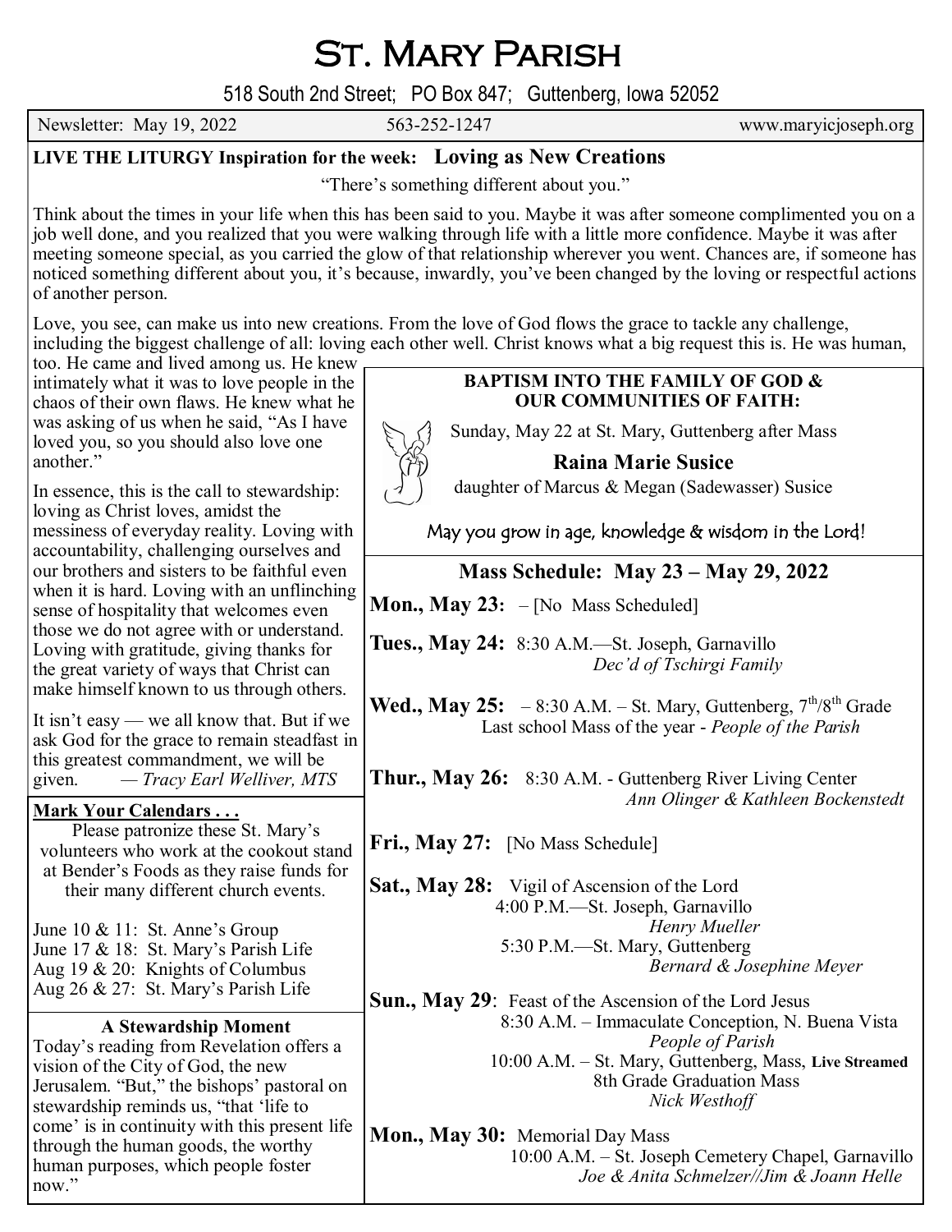# St. Mary Parish

518 South 2nd Street; PO Box 847; Guttenberg, Iowa 52052

Newsletter: May 19, 2022 | 563-252-1247 | www.maryicjoseph.org

## LIVE THE LITURGY Inspiration for the week: Loving as New Creations

"There's something different about you."

Think about the times in your life when this has been said to you. Maybe it was after someone complimented you on a job well done, and you realized that you were walking through life with a little more confidence. Maybe it was after meeting someone special, as you carried the glow of that relationship wherever you went. Chances are, if someone has noticed something different about you, it's because, inwardly, you've been changed by the loving or respectful actions of another person.

Love, you see, can make us into new creations. From the love of God flows the grace to tackle any challenge, including the biggest challenge of all: loving each other well. Christ knows what a big request this is. He was human, too. He came and lived among us. He knew intimately what it was to love people in the chaos of their own flaws. He knew what he was asking of us when he said, "As I have loved you, so you should also love one another."

In essence, this is the call to stewardship: loving as Christ loves, amidst the messiness of everyday reality. Loving with accountability, challenging ourselves and our brothers and sisters to be faithful even when it is hard. Loving with an unflinching sense of hospitality that welcomes even those we do not agree with or understand. Loving with gratitude, giving thanks for the great variety of ways that Christ can make himself known to us through others.

It isn't easy — we all know that. But if we ask God for the grace to remain steadfast in this greatest commandment, we will be given. *— Tracy Earl Welliver, MTS*

### Mark Your Calendars . . .

Please patronize these St. Mary's volunteers who work at the cookout stand at Bender's Foods as they raise funds for their many different church events.

June 10 & 11: St. Anne's Group
June 17 & 18: St. Mary's Parish Life
Aug 19 & 20: Knights of Columbus
Aug 26 & 27: St. Mary's Parish Life

### A Stewardship Moment

Today's reading from Revelation offers a vision of the City of God, the new Jerusalem. "But," the bishops' pastoral on stewardship reminds us, "that 'life to come' is in continuity with this present life through the human goods, the worthy human purposes, which people foster now."

### BAPTISM INTO THE FAMILY OF GOD & OUR COMMUNITIES OF FAITH:

Sunday, May 22 at St. Mary, Guttenberg after Mass

**Raina Marie Susice**

daughter of Marcus & Megan (Sadewasser) Susice

May you grow in age, knowledge & wisdom in the Lord!

### Mass Schedule: May 23 – May 29, 2022

**Mon., May 23:** – [No Mass Scheduled]

**Tues., May 24:** 8:30 A.M.—St. Joseph, Garnavillo
*Dec'd of Tschirgi Family*

**Wed., May 25:** – 8:30 A.M. – St. Mary, Guttenberg, 7th/8th Grade
Last school Mass of the year - *People of the Parish*

**Thur., May 26:** 8:30 A.M. - Guttenberg River Living Center
*Ann Olinger & Kathleen Bockenstedt*

**Fri., May 27:** [No Mass Schedule]

**Sat., May 28:** Vigil of Ascension of the Lord
4:00 P.M.—St. Joseph, Garnavillo
*Henry Mueller*
5:30 P.M.—St. Mary, Guttenberg
*Bernard & Josephine Meyer*

**Sun., May 29:** Feast of the Ascension of the Lord Jesus
8:30 A.M. – Immaculate Conception, N. Buena Vista
*People of Parish*
10:00 A.M. – St. Mary, Guttenberg, Mass, **Live Streamed**
8th Grade Graduation Mass
*Nick Westhoff*

**Mon., May 30:** Memorial Day Mass
10:00 A.M. – St. Joseph Cemetery Chapel, Garnavillo
*Joe & Anita Schmelzer//Jim & Joann Helle*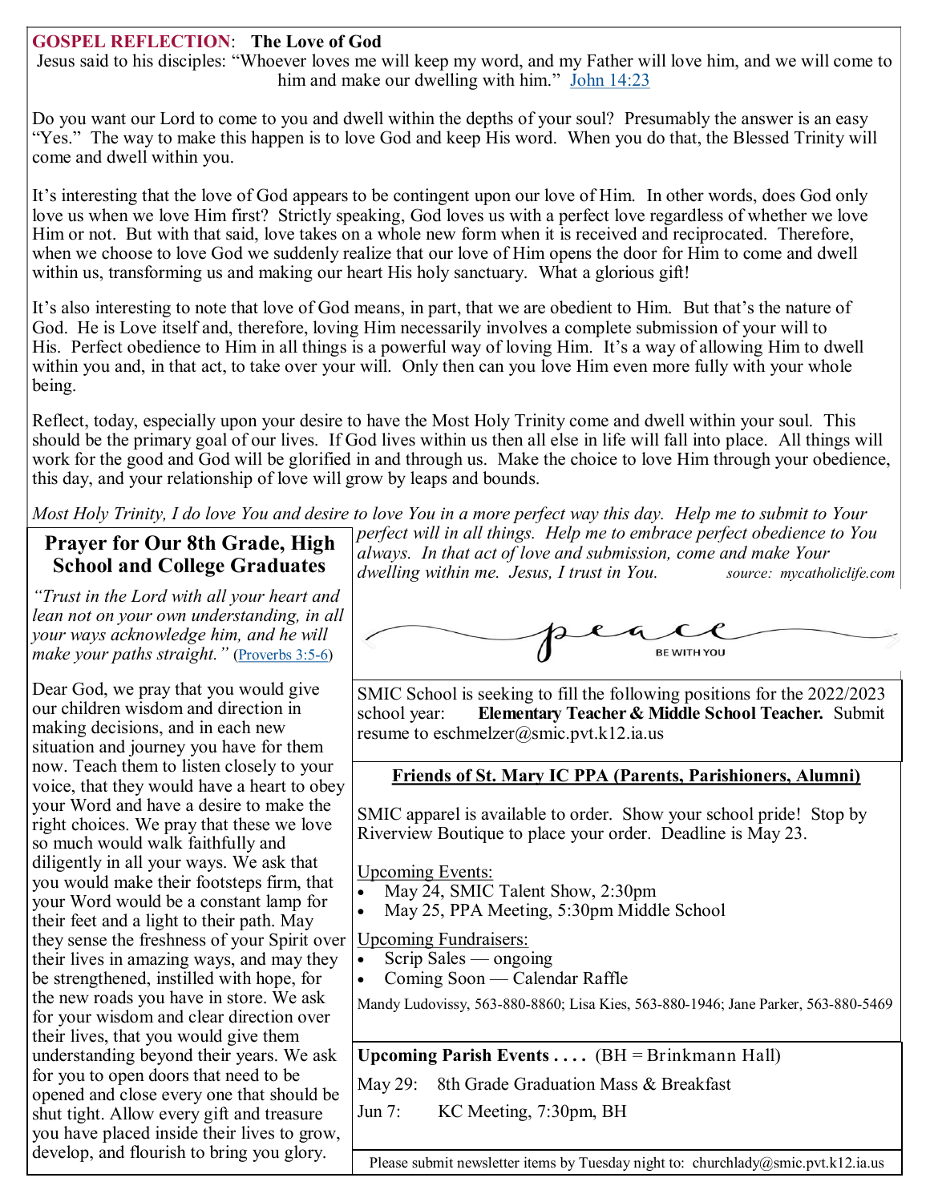**GOSPEL REFLECTION**: **The Love of God**

Jesus said to his disciples: "Whoever loves me will keep my word, and my Father will love him, and we will come to him and make our dwelling with him." John 14:23

Do you want our Lord to come to you and dwell within the depths of your soul? Presumably the answer is an easy "Yes." The way to make this happen is to love God and keep His word. When you do that, the Blessed Trinity will come and dwell within you.

It's interesting that the love of God appears to be contingent upon our love of Him. In other words, does God only love us when we love Him first? Strictly speaking, God loves us with a perfect love regardless of whether we love Him or not. But with that said, love takes on a whole new form when it is received and reciprocated. Therefore, when we choose to love God we suddenly realize that our love of Him opens the door for Him to come and dwell within us, transforming us and making our heart His holy sanctuary. What a glorious gift!

It's also interesting to note that love of God means, in part, that we are obedient to Him. But that's the nature of God. He is Love itself and, therefore, loving Him necessarily involves a complete submission of your will to His. Perfect obedience to Him in all things is a powerful way of loving Him. It's a way of allowing Him to dwell within you and, in that act, to take over your will. Only then can you love Him even more fully with your whole being.

Reflect, today, especially upon your desire to have the Most Holy Trinity come and dwell within your soul. This should be the primary goal of our lives. If God lives within us then all else in life will fall into place. All things will work for the good and God will be glorified in and through us. Make the choice to love Him through your obedience, this day, and your relationship of love will grow by leaps and bounds.

*Most Holy Trinity, I do love You and desire to love You in a more perfect way this day. Help me to submit to Your perfect will in all things. Help me to embrace perfect obedience to You always. In that act of love and submission, come and make Your dwelling within me. Jesus, I trust in You.* source: mycatholiclife.com

## Prayer for Our 8th Grade, High School and College Graduates

*"Trust in the Lord with all your heart and lean not on your own understanding, in all your ways acknowledge him, and he will make your paths straight."* (Proverbs 3:5-6)

Dear God, we pray that you would give our children wisdom and direction in making decisions, and in each new situation and journey you have for them now. Teach them to listen closely to your voice, that they would have a heart to obey your Word and have a desire to make the right choices. We pray that these we love so much would walk faithfully and diligently in all your ways. We ask that you would make their footsteps firm, that your Word would be a constant lamp for their feet and a light to their path. May they sense the freshness of your Spirit over their lives in amazing ways, and may they be strengthened, instilled with hope, for the new roads you have in store. We ask for your wisdom and clear direction over their lives, that you would give them understanding beyond their years. We ask for you to open doors that need to be opened and close every one that should be shut tight. Allow every gift and treasure you have placed inside their lives to grow, develop, and flourish to bring you glory.

peace
BE WITH YOU

SMIC School is seeking to fill the following positions for the 2022/2023 school year: **Elementary Teacher & Middle School Teacher.** Submit resume to eschmelzer@smic.pvt.k12.ia.us

### Friends of St. Mary IC PPA (Parents, Parishioners, Alumni)

SMIC apparel is available to order. Show your school pride! Stop by Riverview Boutique to place your order. Deadline is May 23.

Upcoming Events:

- May 24, SMIC Talent Show, 2:30pm
- May 25, PPA Meeting, 5:30pm Middle School

Upcoming Fundraisers:

- Scrip Sales — ongoing
- Coming Soon — Calendar Raffle

Mandy Ludovissy, 563-880-8860; Lisa Kies, 563-880-1946; Jane Parker, 563-880-5469

**Upcoming Parish Events . . . .** (BH = Brinkmann Hall)

May 29: 8th Grade Graduation Mass & Breakfast

Jun 7: KC Meeting, 7:30pm, BH

Please submit newsletter items by Tuesday night to: churchlady@smic.pvt.k12.ia.us